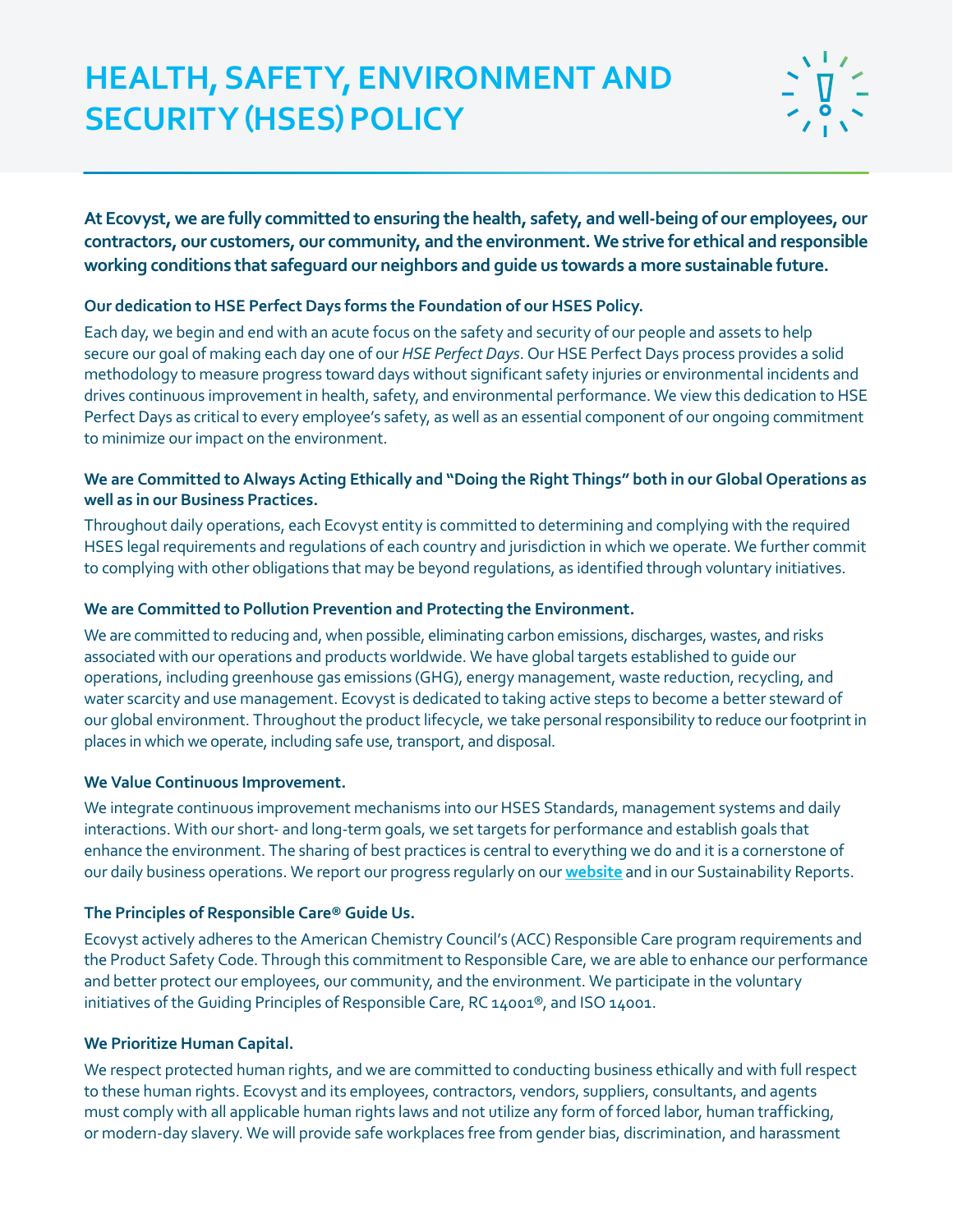# HEALTH, SAFETY, ENVIRONMENT AND SECURITY (HSES) POLICY

**At Ecovyst, we are fully committed to ensuring the health, safety, and well-being of our employees, our contractors, our customers, our community, and the environment. We strive for ethical and responsible working conditions that safeguard our neighbors and guide us towards a more sustainable future.**

**Our dedication to HSE Perfect Days forms the Foundation of our HSES Policy.**

Each day, we begin and end with an acute focus on the safety and security of our people and assets to help secure our goal of making each day one of our *HSE Perfect Days*. Our HSE Perfect Days process provides a solid methodology to measure progress toward days without significant safety injuries or environmental incidents and drives continuous improvement in health, safety, and environmental performance. We view this dedication to HSE Perfect Days as critical to every employee's safety, as well as an essential component of our ongoing commitment to minimize our impact on the environment.

**We are Committed to Always Acting Ethically and "Doing the Right Things" both in our Global Operations as well as in our Business Practices.**

Throughout daily operations, each Ecovyst entity is committed to determining and complying with the required HSES legal requirements and regulations of each country and jurisdiction in which we operate. We further commit to complying with other obligations that may be beyond regulations, as identified through voluntary initiatives.

**We are Committed to Pollution Prevention and Protecting the Environment.**

We are committed to reducing and, when possible, eliminating carbon emissions, discharges, wastes, and risks associated with our operations and products worldwide. We have global targets established to guide our operations, including greenhouse gas emissions (GHG), energy management, waste reduction, recycling, and water scarcity and use management. Ecovyst is dedicated to taking active steps to become a better steward of our global environment. Throughout the product lifecycle, we take personal responsibility to reduce our footprint in places in which we operate, including safe use, transport, and disposal.

**We Value Continuous Improvement.**

We integrate continuous improvement mechanisms into our HSES Standards, management systems and daily interactions. With our short- and long-term goals, we set targets for performance and establish goals that enhance the environment. The sharing of best practices is central to everything we do and it is a cornerstone of our daily business operations. We report our progress regularly on our **website** and in our Sustainability Reports.

**The Principles of Responsible Care® Guide Us.**

Ecovyst actively adheres to the American Chemistry Council's (ACC) Responsible Care program requirements and the Product Safety Code. Through this commitment to Responsible Care, we are able to enhance our performance and better protect our employees, our community, and the environment. We participate in the voluntary initiatives of the Guiding Principles of Responsible Care, RC 14001®, and ISO 14001.

**We Prioritize Human Capital.**

We respect protected human rights, and we are committed to conducting business ethically and with full respect to these human rights. Ecovyst and its employees, contractors, vendors, suppliers, consultants, and agents must comply with all applicable human rights laws and not utilize any form of forced labor, human trafficking, or modern-day slavery. We will provide safe workplaces free from gender bias, discrimination, and harassment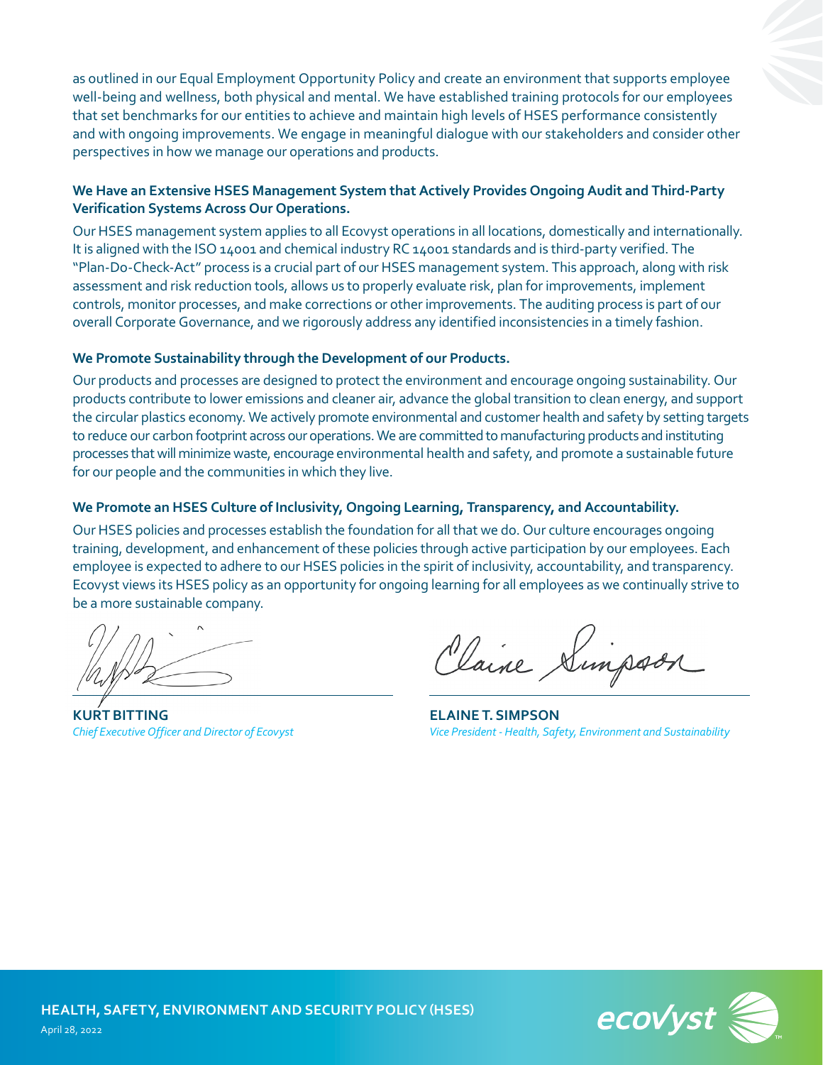as outlined in our Equal Employment Opportunity Policy and create an environment that supports employee well-being and wellness, both physical and mental. We have established training protocols for our employees that set benchmarks for our entities to achieve and maintain high levels of HSES performance consistently and with ongoing improvements. We engage in meaningful dialogue with our stakeholders and consider other perspectives in how we manage our operations and products.

**We Have an Extensive HSES Management System that Actively Provides Ongoing Audit and Third-Party Verification Systems Across Our Operations.**

Our HSES management system applies to all Ecovyst operations in all locations, domestically and internationally. It is aligned with the ISO 14001 and chemical industry RC 14001 standards and is third-party verified. The "Plan-Do-Check-Act" process is a crucial part of our HSES management system. This approach, along with risk assessment and risk reduction tools, allows us to properly evaluate risk, plan for improvements, implement controls, monitor processes, and make corrections or other improvements. The auditing process is part of our overall Corporate Governance, and we rigorously address any identified inconsistencies in a timely fashion.

**We Promote Sustainability through the Development of our Products.**

Our products and processes are designed to protect the environment and encourage ongoing sustainability. Our products contribute to lower emissions and cleaner air, advance the global transition to clean energy, and support the circular plastics economy. We actively promote environmental and customer health and safety by setting targets to reduce our carbon footprint across our operations. We are committed to manufacturing products and instituting processes that will minimize waste, encourage environmental health and safety, and promote a sustainable future for our people and the communities in which they live.

**We Promote an HSES Culture of Inclusivity, Ongoing Learning, Transparency, and Accountability.**

Our HSES policies and processes establish the foundation for all that we do. Our culture encourages ongoing training, development, and enhancement of these policies through active participation by our employees. Each employee is expected to adhere to our HSES policies in the spirit of inclusivity, accountability, and transparency. Ecovyst views its HSES policy as an opportunity for ongoing learning for all employees as we continually strive to be a more sustainable company.

**KURT BITTING**
*Chief Executive Officer and Director of Ecovyst*

**ELAINE T. SIMPSON**
*Vice President - Health, Safety, Environment and Sustainability*

**HEALTH, SAFETY, ENVIRONMENT AND SECURITY POLICY (HSES)**
April 28, 2022